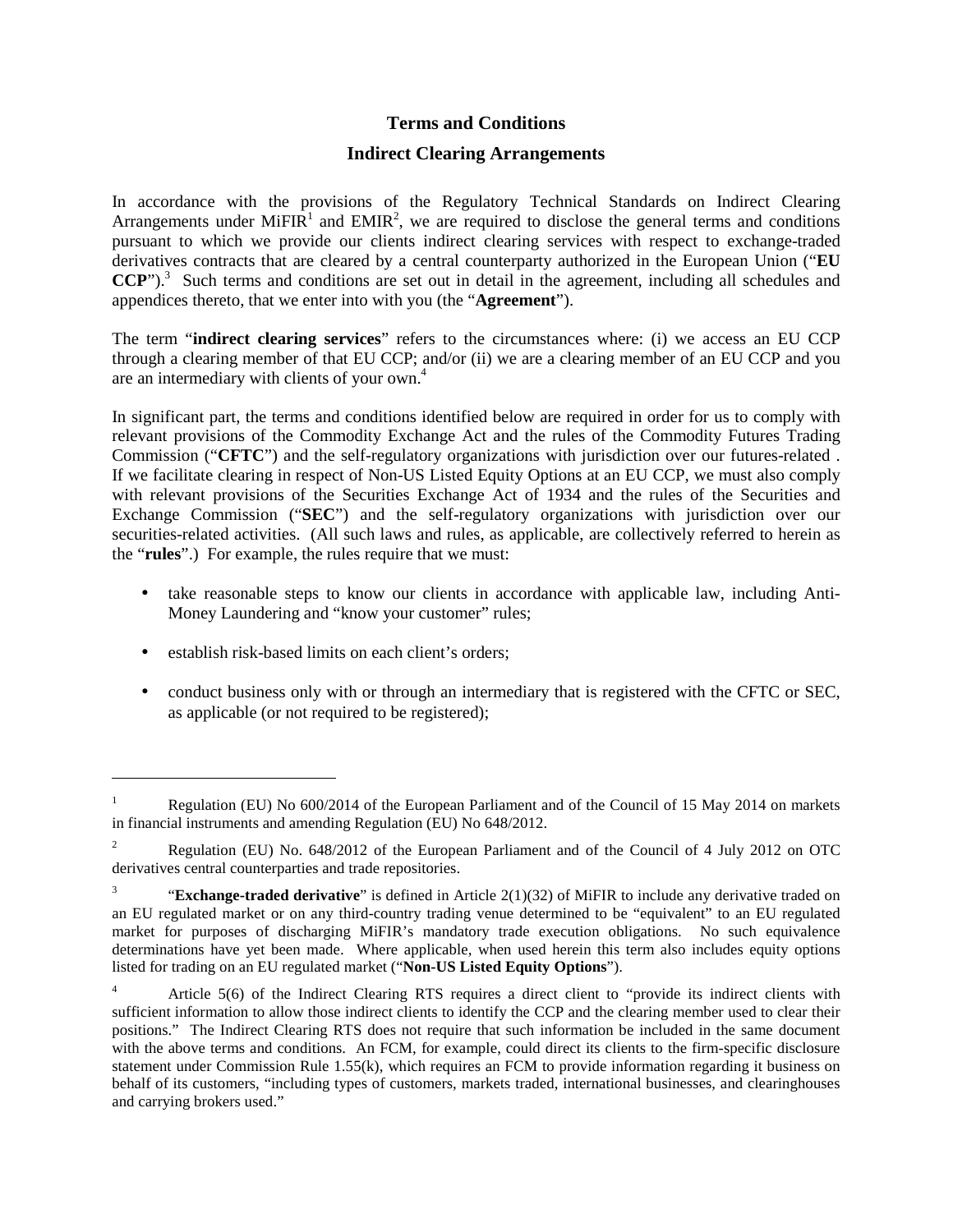# Terms and Conditions

## Indirect Clearing Arrangements

In accordance with the provisions of the Regulatory Technical Standards on Indirect Clearing Arrangements under MiFIR[1] and EMIR[2], we are required to disclose the general terms and conditions pursuant to which we provide our clients indirect clearing services with respect to exchange-traded derivatives contracts that are cleared by a central counterparty authorized in the European Union ("**EU CCP**").[3] Such terms and conditions are set out in detail in the agreement, including all schedules and appendices thereto, that we enter into with you (the "**Agreement**").

The term "**indirect clearing services**" refers to the circumstances where: (i) we access an EU CCP through a clearing member of that EU CCP; and/or (ii) we are a clearing member of an EU CCP and you are an intermediary with clients of your own.[4]

In significant part, the terms and conditions identified below are required in order for us to comply with relevant provisions of the Commodity Exchange Act and the rules of the Commodity Futures Trading Commission ("**CFTC**") and the self-regulatory organizations with jurisdiction over our futures-related . If we facilitate clearing in respect of Non-US Listed Equity Options at an EU CCP, we must also comply with relevant provisions of the Securities Exchange Act of 1934 and the rules of the Securities and Exchange Commission ("**SEC**") and the self-regulatory organizations with jurisdiction over our securities-related activities. (All such laws and rules, as applicable, are collectively referred to herein as the "**rules**".) For example, the rules require that we must:

- take reasonable steps to know our clients in accordance with applicable law, including Anti-Money Laundering and "know your customer" rules;
- establish risk-based limits on each client's orders;
- conduct business only with or through an intermediary that is registered with the CFTC or SEC, as applicable (or not required to be registered);

---

[1] Regulation (EU) No 600/2014 of the European Parliament and of the Council of 15 May 2014 on markets in financial instruments and amending Regulation (EU) No 648/2012.

[2] Regulation (EU) No. 648/2012 of the European Parliament and of the Council of 4 July 2012 on OTC derivatives central counterparties and trade repositories.

[3] "**Exchange-traded derivative**" is defined in Article 2(1)(32) of MiFIR to include any derivative traded on an EU regulated market or on any third-country trading venue determined to be "equivalent" to an EU regulated market for purposes of discharging MiFIR's mandatory trade execution obligations. No such equivalence determinations have yet been made. Where applicable, when used herein this term also includes equity options listed for trading on an EU regulated market ("**Non-US Listed Equity Options**").

[4] Article 5(6) of the Indirect Clearing RTS requires a direct client to "provide its indirect clients with sufficient information to allow those indirect clients to identify the CCP and the clearing member used to clear their positions." The Indirect Clearing RTS does not require that such information be included in the same document with the above terms and conditions. An FCM, for example, could direct its clients to the firm-specific disclosure statement under Commission Rule 1.55(k), which requires an FCM to provide information regarding it business on behalf of its customers, "including types of customers, markets traded, international businesses, and clearinghouses and carrying brokers used."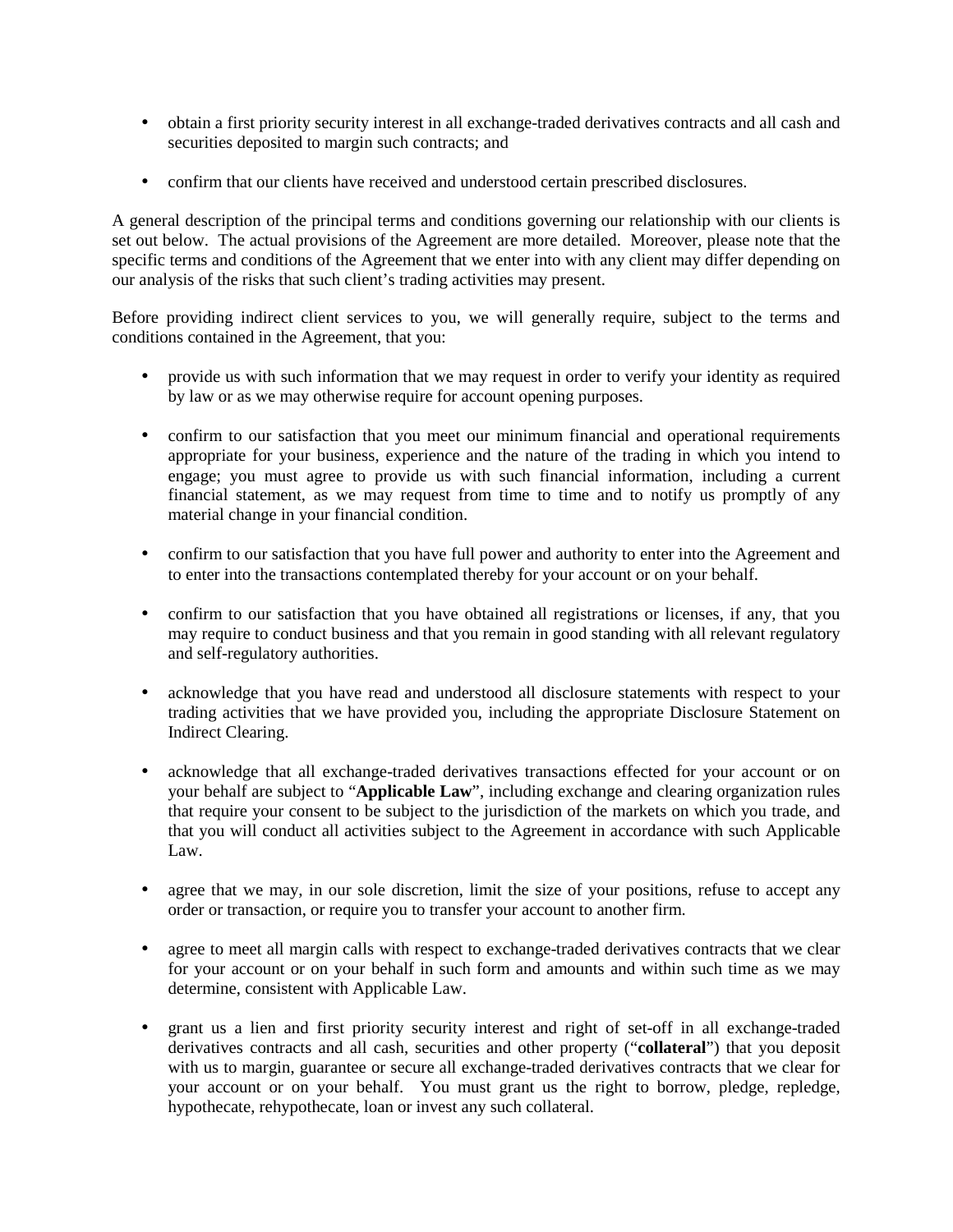- obtain a first priority security interest in all exchange-traded derivatives contracts and all cash and securities deposited to margin such contracts; and

- confirm that our clients have received and understood certain prescribed disclosures.

A general description of the principal terms and conditions governing our relationship with our clients is set out below. The actual provisions of the Agreement are more detailed. Moreover, please note that the specific terms and conditions of the Agreement that we enter into with any client may differ depending on our analysis of the risks that such client's trading activities may present.

Before providing indirect client services to you, we will generally require, subject to the terms and conditions contained in the Agreement, that you:

- provide us with such information that we may request in order to verify your identity as required by law or as we may otherwise require for account opening purposes.

- confirm to our satisfaction that you meet our minimum financial and operational requirements appropriate for your business, experience and the nature of the trading in which you intend to engage; you must agree to provide us with such financial information, including a current financial statement, as we may request from time to time and to notify us promptly of any material change in your financial condition.

- confirm to our satisfaction that you have full power and authority to enter into the Agreement and to enter into the transactions contemplated thereby for your account or on your behalf.

- confirm to our satisfaction that you have obtained all registrations or licenses, if any, that you may require to conduct business and that you remain in good standing with all relevant regulatory and self-regulatory authorities.

- acknowledge that you have read and understood all disclosure statements with respect to your trading activities that we have provided you, including the appropriate Disclosure Statement on Indirect Clearing.

- acknowledge that all exchange-traded derivatives transactions effected for your account or on your behalf are subject to "**Applicable Law**", including exchange and clearing organization rules that require your consent to be subject to the jurisdiction of the markets on which you trade, and that you will conduct all activities subject to the Agreement in accordance with such Applicable Law.

- agree that we may, in our sole discretion, limit the size of your positions, refuse to accept any order or transaction, or require you to transfer your account to another firm.

- agree to meet all margin calls with respect to exchange-traded derivatives contracts that we clear for your account or on your behalf in such form and amounts and within such time as we may determine, consistent with Applicable Law.

- grant us a lien and first priority security interest and right of set-off in all exchange-traded derivatives contracts and all cash, securities and other property ("**collateral**") that you deposit with us to margin, guarantee or secure all exchange-traded derivatives contracts that we clear for your account or on your behalf. You must grant us the right to borrow, pledge, repledge, hypothecate, rehypothecate, loan or invest any such collateral.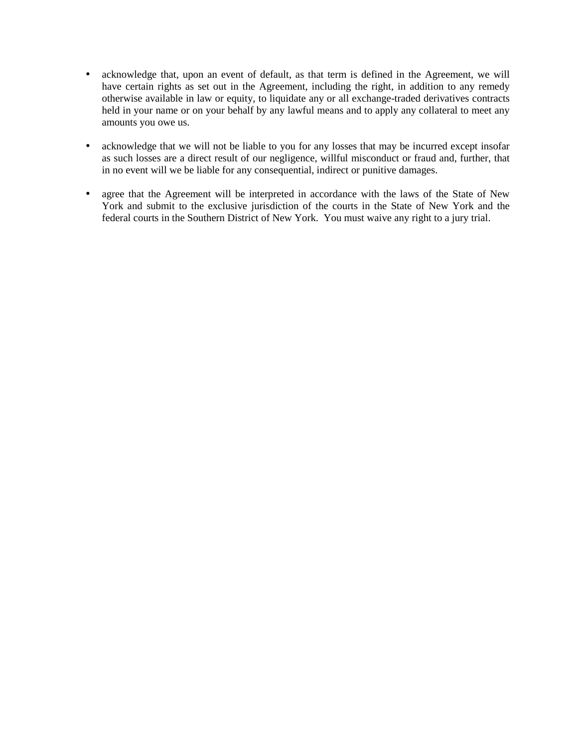- acknowledge that, upon an event of default, as that term is defined in the Agreement, we will have certain rights as set out in the Agreement, including the right, in addition to any remedy otherwise available in law or equity, to liquidate any or all exchange-traded derivatives contracts held in your name or on your behalf by any lawful means and to apply any collateral to meet any amounts you owe us.

- acknowledge that we will not be liable to you for any losses that may be incurred except insofar as such losses are a direct result of our negligence, willful misconduct or fraud and, further, that in no event will we be liable for any consequential, indirect or punitive damages.

- agree that the Agreement will be interpreted in accordance with the laws of the State of New York and submit to the exclusive jurisdiction of the courts in the State of New York and the federal courts in the Southern District of New York. You must waive any right to a jury trial.